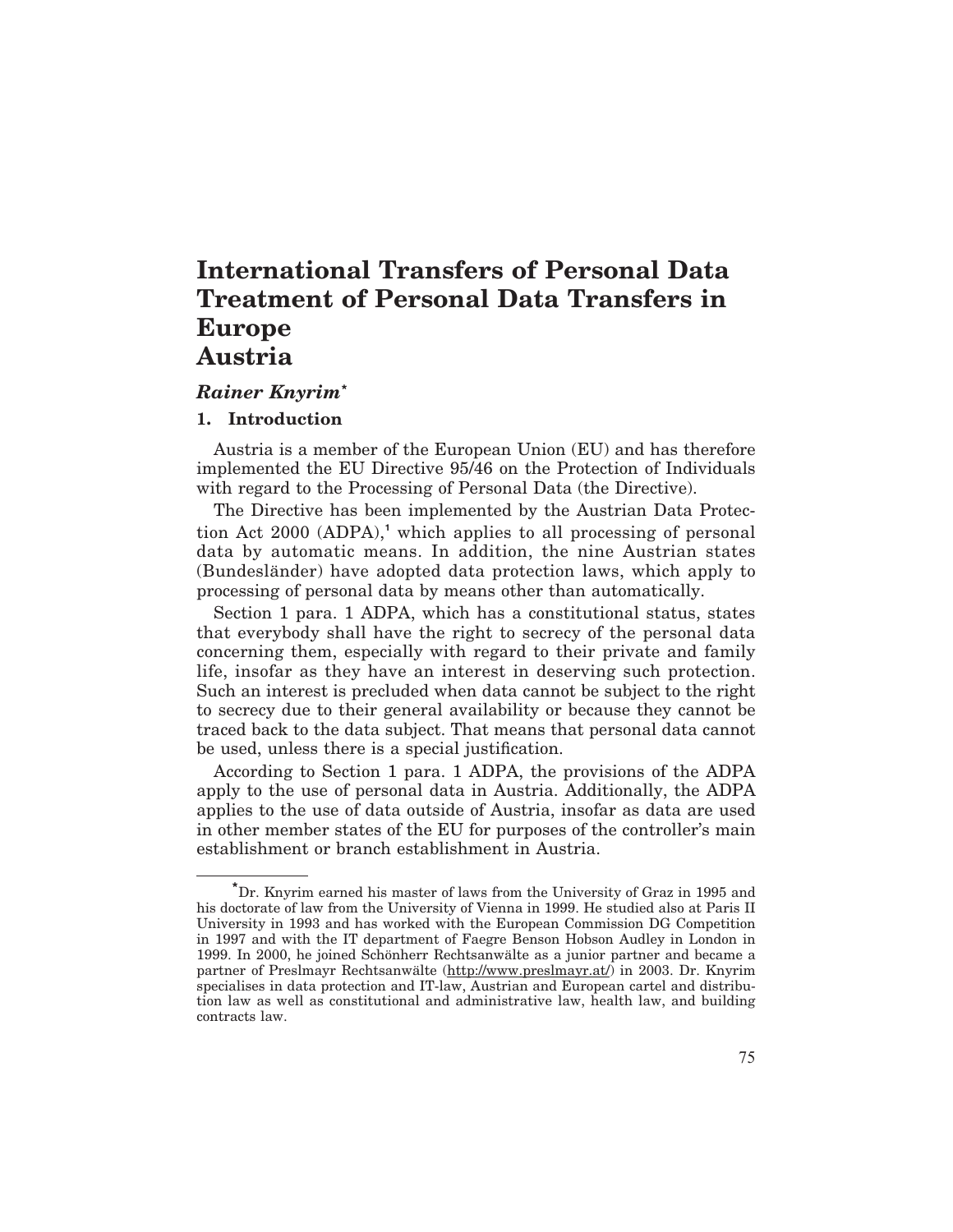# International Transfers of Personal Data Treatment of Personal Data Transfers in Europe Austria

***Rainer Knyrim*** *

## 1. Introduction

Austria is a member of the European Union (EU) and has therefore implemented the EU Directive 95/46 on the Protection of Individuals with regard to the Processing of Personal Data (the Directive).

The Directive has been implemented by the Austrian Data Protection Act 2000 (ADPA),[1] which applies to all processing of personal data by automatic means. In addition, the nine Austrian states (Bundesländer) have adopted data protection laws, which apply to processing of personal data by means other than automatically.

Section 1 para. 1 ADPA, which has a constitutional status, states that everybody shall have the right to secrecy of the personal data concerning them, especially with regard to their private and family life, insofar as they have an interest in deserving such protection. Such an interest is precluded when data cannot be subject to the right to secrecy due to their general availability or because they cannot be traced back to the data subject. That means that personal data cannot be used, unless there is a special justification.

According to Section 1 para. 1 ADPA, the provisions of the ADPA apply to the use of personal data in Austria. Additionally, the ADPA applies to the use of data outside of Austria, insofar as data are used in other member states of the EU for purposes of the controller's main establishment or branch establishment in Austria.

---

*Dr. Knyrim earned his master of laws from the University of Graz in 1995 and his doctorate of law from the University of Vienna in 1999. He studied also at Paris II University in 1993 and has worked with the European Commission DG Competition in 1997 and with the IT department of Faegre Benson Hobson Audley in London in 1999. In 2000, he joined Schönherr Rechtsanwälte as a junior partner and became a partner of Preslmayr Rechtsanwälte (http://www.preslmayr.at/) in 2003. Dr. Knyrim specialises in data protection and IT-law, Austrian and European cartel and distribution law as well as constitutional and administrative law, health law, and building contracts law.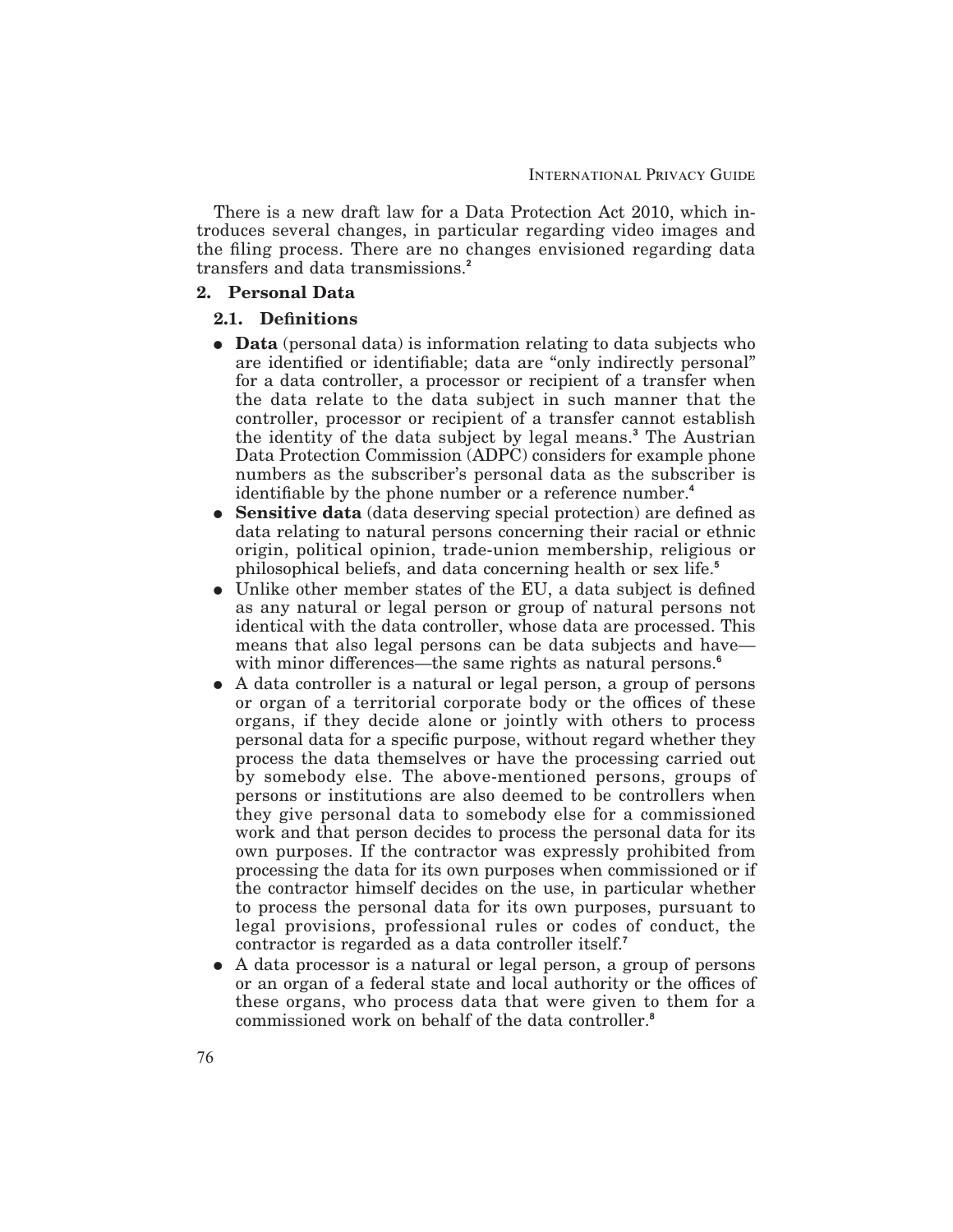There is a new draft law for a Data Protection Act 2010, which introduces several changes, in particular regarding video images and the filing process. There are no changes envisioned regarding data transfers and data transmissions.[2]

## 2. Personal Data

### 2.1. Definitions

- **Data** (personal data) is information relating to data subjects who are identified or identifiable; data are "only indirectly personal" for a data controller, a processor or recipient of a transfer when the data relate to the data subject in such manner that the controller, processor or recipient of a transfer cannot establish the identity of the data subject by legal means.[3] The Austrian Data Protection Commission (ADPC) considers for example phone numbers as the subscriber's personal data as the subscriber is identifiable by the phone number or a reference number.[4]
- **Sensitive data** (data deserving special protection) are defined as data relating to natural persons concerning their racial or ethnic origin, political opinion, trade-union membership, religious or philosophical beliefs, and data concerning health or sex life.[5]
- Unlike other member states of the EU, a data subject is defined as any natural or legal person or group of natural persons not identical with the data controller, whose data are processed. This means that also legal persons can be data subjects and have—with minor differences—the same rights as natural persons.[6]
- A data controller is a natural or legal person, a group of persons or organ of a territorial corporate body or the offices of these organs, if they decide alone or jointly with others to process personal data for a specific purpose, without regard whether they process the data themselves or have the processing carried out by somebody else. The above-mentioned persons, groups of persons or institutions are also deemed to be controllers when they give personal data to somebody else for a commissioned work and that person decides to process the personal data for its own purposes. If the contractor was expressly prohibited from processing the data for its own purposes when commissioned or if the contractor himself decides on the use, in particular whether to process the personal data for its own purposes, pursuant to legal provisions, professional rules or codes of conduct, the contractor is regarded as a data controller itself.[7]
- A data processor is a natural or legal person, a group of persons or an organ of a federal state and local authority or the offices of these organs, who process data that were given to them for a commissioned work on behalf of the data controller.[8]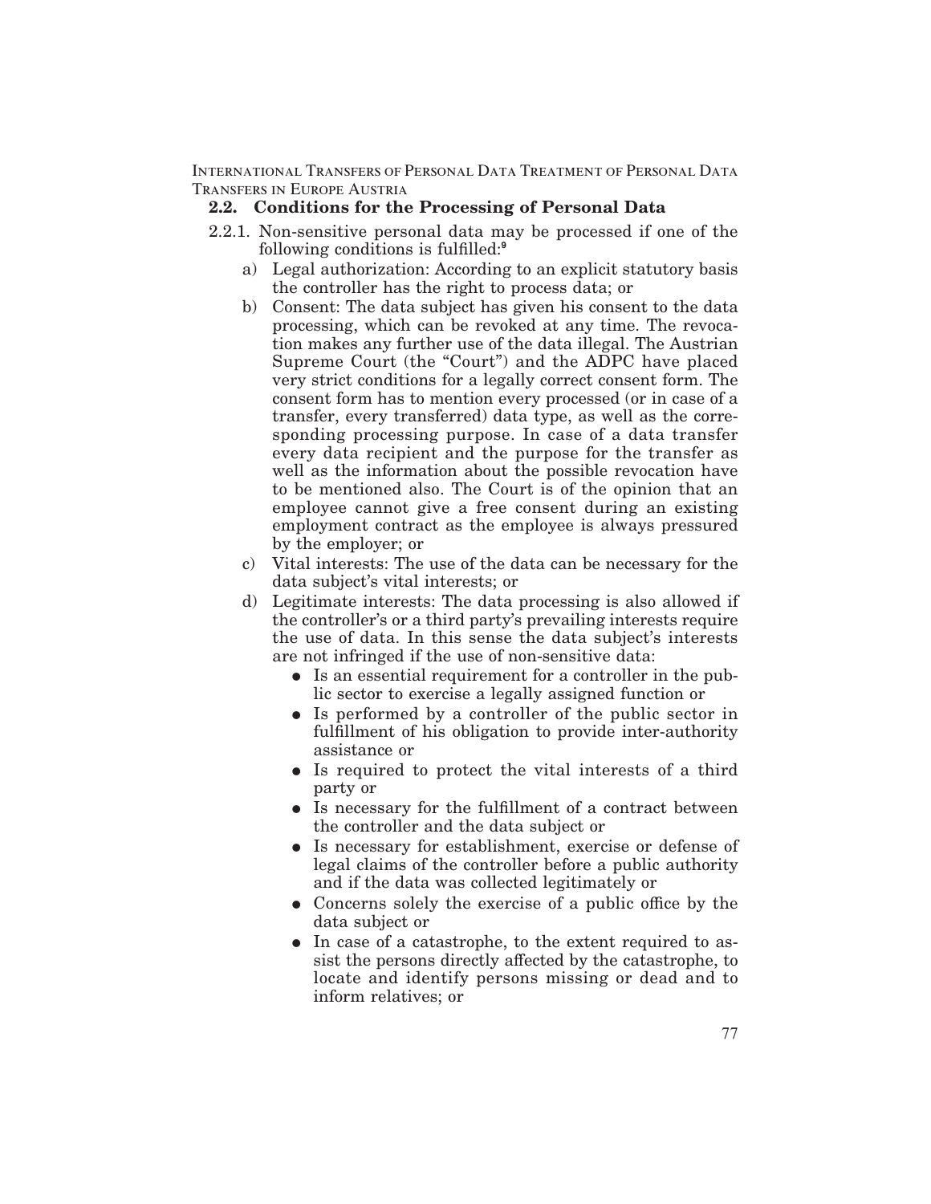## 2.2. Conditions for the Processing of Personal Data

2.2.1. Non-sensitive personal data may be processed if one of the following conditions is fulfilled:[9]

a) Legal authorization: According to an explicit statutory basis the controller has the right to process data; or

b) Consent: The data subject has given his consent to the data processing, which can be revoked at any time. The revocation makes any further use of the data illegal. The Austrian Supreme Court (the "Court") and the ADPC have placed very strict conditions for a legally correct consent form. The consent form has to mention every processed (or in case of a transfer, every transferred) data type, as well as the corresponding processing purpose. In case of a data transfer every data recipient and the purpose for the transfer as well as the information about the possible revocation have to be mentioned also. The Court is of the opinion that an employee cannot give a free consent during an existing employment contract as the employee is always pressured by the employer; or

c) Vital interests: The use of the data can be necessary for the data subject's vital interests; or

d) Legitimate interests: The data processing is also allowed if the controller's or a third party's prevailing interests require the use of data. In this sense the data subject's interests are not infringed if the use of non-sensitive data:

- Is an essential requirement for a controller in the public sector to exercise a legally assigned function or
- Is performed by a controller of the public sector in fulfillment of his obligation to provide inter-authority assistance or
- Is required to protect the vital interests of a third party or
- Is necessary for the fulfillment of a contract between the controller and the data subject or
- Is necessary for establishment, exercise or defense of legal claims of the controller before a public authority and if the data was collected legitimately or
- Concerns solely the exercise of a public office by the data subject or
- In case of a catastrophe, to the extent required to assist the persons directly affected by the catastrophe, to locate and identify persons missing or dead and to inform relatives; or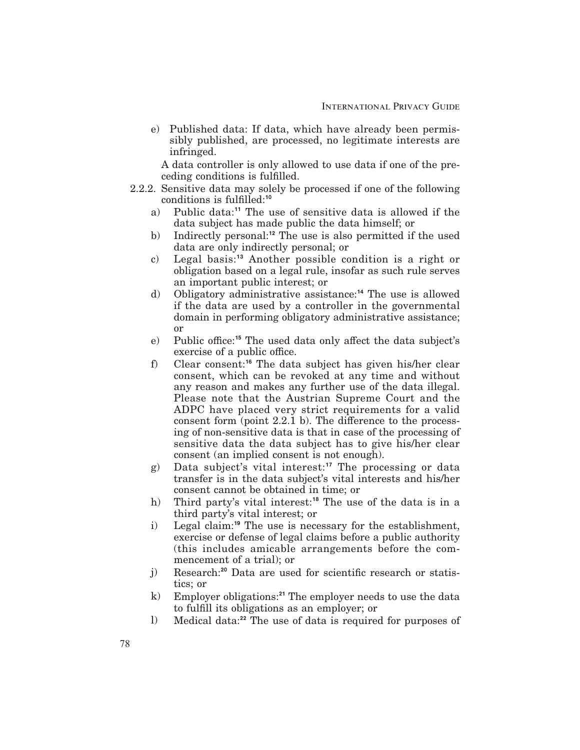e) Published data: If data, which have already been permissibly published, are processed, no legitimate interests are infringed.

A data controller is only allowed to use data if one of the preceding conditions is fulfilled.

2.2.2. Sensitive data may solely be processed if one of the following conditions is fulfilled:[10]

a) Public data:[11] The use of sensitive data is allowed if the data subject has made public the data himself; or

b) Indirectly personal:[12] The use is also permitted if the used data are only indirectly personal; or

c) Legal basis:[13] Another possible condition is a right or obligation based on a legal rule, insofar as such rule serves an important public interest; or

d) Obligatory administrative assistance:[14] The use is allowed if the data are used by a controller in the governmental domain in performing obligatory administrative assistance; or

e) Public office:[15] The used data only affect the data subject's exercise of a public office.

f) Clear consent:[16] The data subject has given his/her clear consent, which can be revoked at any time and without any reason and makes any further use of the data illegal. Please note that the Austrian Supreme Court and the ADPC have placed very strict requirements for a valid consent form (point 2.2.1 b). The difference to the processing of non-sensitive data is that in case of the processing of sensitive data the data subject has to give his/her clear consent (an implied consent is not enough).

g) Data subject's vital interest:[17] The processing or data transfer is in the data subject's vital interests and his/her consent cannot be obtained in time; or

h) Third party's vital interest:[18] The use of the data is in a third party's vital interest; or

i) Legal claim:[19] The use is necessary for the establishment, exercise or defense of legal claims before a public authority (this includes amicable arrangements before the commencement of a trial); or

j) Research:[20] Data are used for scientific research or statistics; or

k) Employer obligations:[21] The employer needs to use the data to fulfill its obligations as an employer; or

l) Medical data:[22] The use of data is required for purposes of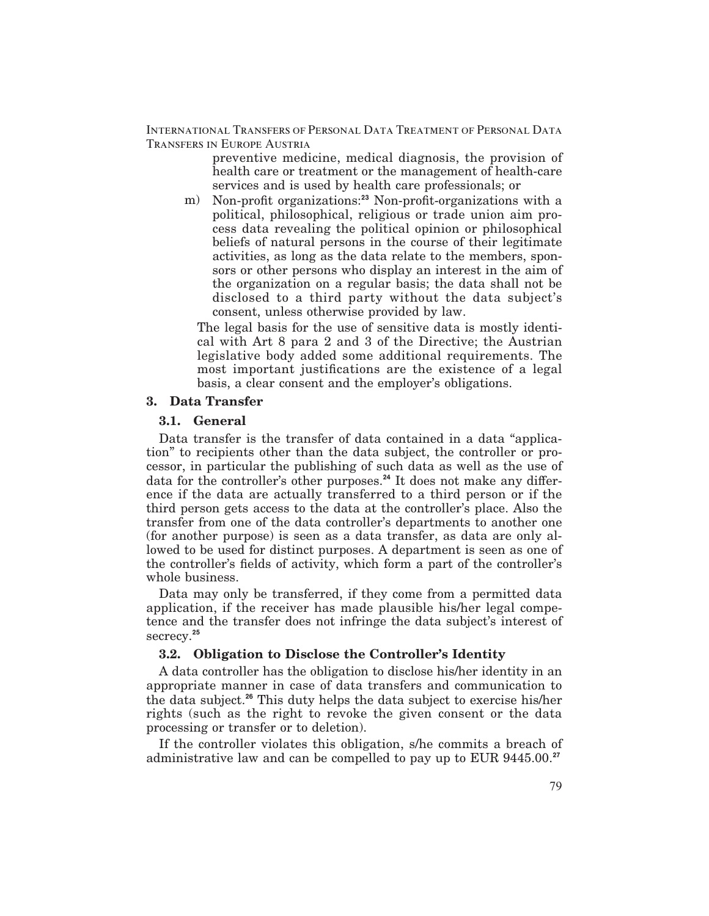preventive medicine, medical diagnosis, the provision of health care or treatment or the management of health-care services and is used by health care professionals; or

m) Non-profit organizations:[23] Non-profit-organizations with a political, philosophical, religious or trade union aim process data revealing the political opinion or philosophical beliefs of natural persons in the course of their legitimate activities, as long as the data relate to the members, sponsors or other persons who display an interest in the aim of the organization on a regular basis; the data shall not be disclosed to a third party without the data subject's consent, unless otherwise provided by law.

The legal basis for the use of sensitive data is mostly identical with Art 8 para 2 and 3 of the Directive; the Austrian legislative body added some additional requirements. The most important justifications are the existence of a legal basis, a clear consent and the employer's obligations.

## 3. Data Transfer

### 3.1. General

Data transfer is the transfer of data contained in a data "application" to recipients other than the data subject, the controller or processor, in particular the publishing of such data as well as the use of data for the controller's other purposes.[24] It does not make any difference if the data are actually transferred to a third person or if the third person gets access to the data at the controller's place. Also the transfer from one of the data controller's departments to another one (for another purpose) is seen as a data transfer, as data are only allowed to be used for distinct purposes. A department is seen as one of the controller's fields of activity, which form a part of the controller's whole business.

Data may only be transferred, if they come from a permitted data application, if the receiver has made plausible his/her legal competence and the transfer does not infringe the data subject's interest of secrecy.[25]

### 3.2. Obligation to Disclose the Controller's Identity

A data controller has the obligation to disclose his/her identity in an appropriate manner in case of data transfers and communication to the data subject.[26] This duty helps the data subject to exercise his/her rights (such as the right to revoke the given consent or the data processing or transfer or to deletion).

If the controller violates this obligation, s/he commits a breach of administrative law and can be compelled to pay up to EUR 9445.00.[27]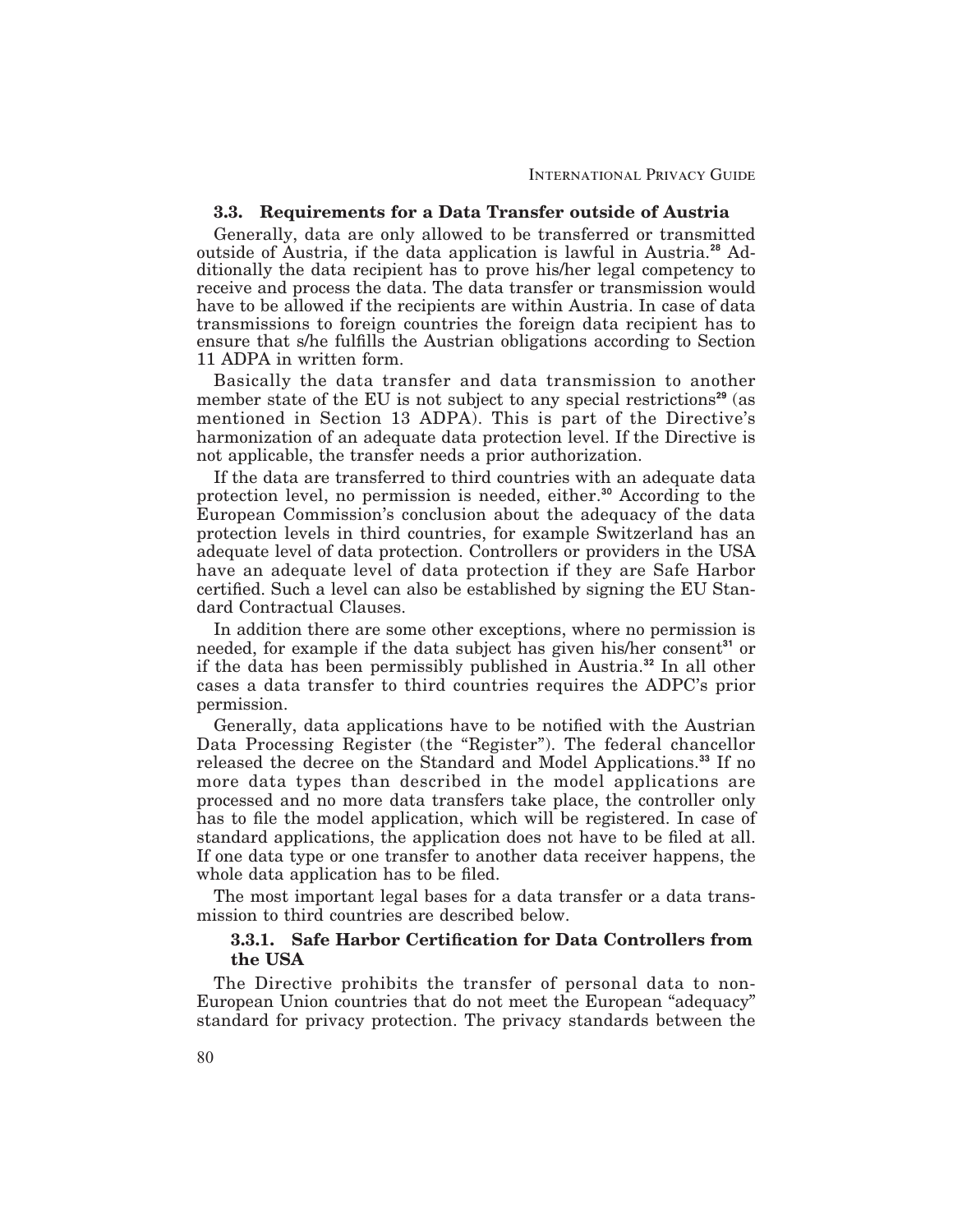### 3.3. Requirements for a Data Transfer outside of Austria

Generally, data are only allowed to be transferred or transmitted outside of Austria, if the data application is lawful in Austria.[28] Additionally the data recipient has to prove his/her legal competency to receive and process the data. The data transfer or transmission would have to be allowed if the recipients are within Austria. In case of data transmissions to foreign countries the foreign data recipient has to ensure that s/he fulfills the Austrian obligations according to Section 11 ADPA in written form.

Basically the data transfer and data transmission to another member state of the EU is not subject to any special restrictions[29] (as mentioned in Section 13 ADPA). This is part of the Directive's harmonization of an adequate data protection level. If the Directive is not applicable, the transfer needs a prior authorization.

If the data are transferred to third countries with an adequate data protection level, no permission is needed, either.[30] According to the European Commission's conclusion about the adequacy of the data protection levels in third countries, for example Switzerland has an adequate level of data protection. Controllers or providers in the USA have an adequate level of data protection if they are Safe Harbor certified. Such a level can also be established by signing the EU Standard Contractual Clauses.

In addition there are some other exceptions, where no permission is needed, for example if the data subject has given his/her consent[31] or if the data has been permissibly published in Austria.[32] In all other cases a data transfer to third countries requires the ADPC's prior permission.

Generally, data applications have to be notified with the Austrian Data Processing Register (the "Register"). The federal chancellor released the decree on the Standard and Model Applications.[33] If no more data types than described in the model applications are processed and no more data transfers take place, the controller only has to file the model application, which will be registered. In case of standard applications, the application does not have to be filed at all. If one data type or one transfer to another data receiver happens, the whole data application has to be filed.

The most important legal bases for a data transfer or a data transmission to third countries are described below.

#### 3.3.1. Safe Harbor Certification for Data Controllers from the USA

The Directive prohibits the transfer of personal data to non-European Union countries that do not meet the European "adequacy" standard for privacy protection. The privacy standards between the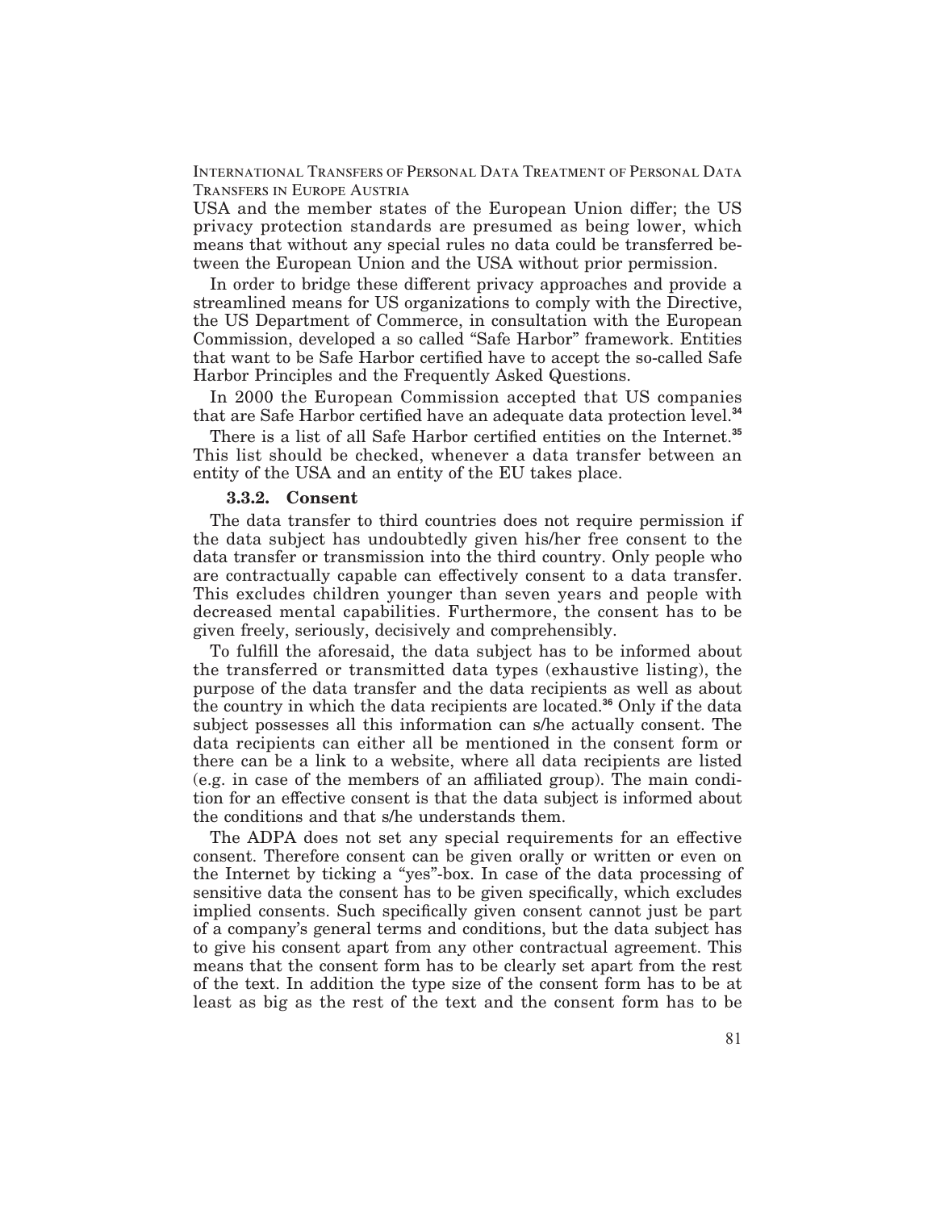USA and the member states of the European Union differ; the US privacy protection standards are presumed as being lower, which means that without any special rules no data could be transferred between the European Union and the USA without prior permission.

In order to bridge these different privacy approaches and provide a streamlined means for US organizations to comply with the Directive, the US Department of Commerce, in consultation with the European Commission, developed a so called "Safe Harbor" framework. Entities that want to be Safe Harbor certified have to accept the so-called Safe Harbor Principles and the Frequently Asked Questions.

In 2000 the European Commission accepted that US companies that are Safe Harbor certified have an adequate data protection level.[34]

There is a list of all Safe Harbor certified entities on the Internet.[35] This list should be checked, whenever a data transfer between an entity of the USA and an entity of the EU takes place.

### 3.3.2. Consent

The data transfer to third countries does not require permission if the data subject has undoubtedly given his/her free consent to the data transfer or transmission into the third country. Only people who are contractually capable can effectively consent to a data transfer. This excludes children younger than seven years and people with decreased mental capabilities. Furthermore, the consent has to be given freely, seriously, decisively and comprehensibly.

To fulfill the aforesaid, the data subject has to be informed about the transferred or transmitted data types (exhaustive listing), the purpose of the data transfer and the data recipients as well as about the country in which the data recipients are located.[36] Only if the data subject possesses all this information can s/he actually consent. The data recipients can either all be mentioned in the consent form or there can be a link to a website, where all data recipients are listed (e.g. in case of the members of an affiliated group). The main condition for an effective consent is that the data subject is informed about the conditions and that s/he understands them.

The ADPA does not set any special requirements for an effective consent. Therefore consent can be given orally or written or even on the Internet by ticking a "yes"-box. In case of the data processing of sensitive data the consent has to be given specifically, which excludes implied consents. Such specifically given consent cannot just be part of a company's general terms and conditions, but the data subject has to give his consent apart from any other contractual agreement. This means that the consent form has to be clearly set apart from the rest of the text. In addition the type size of the consent form has to be at least as big as the rest of the text and the consent form has to be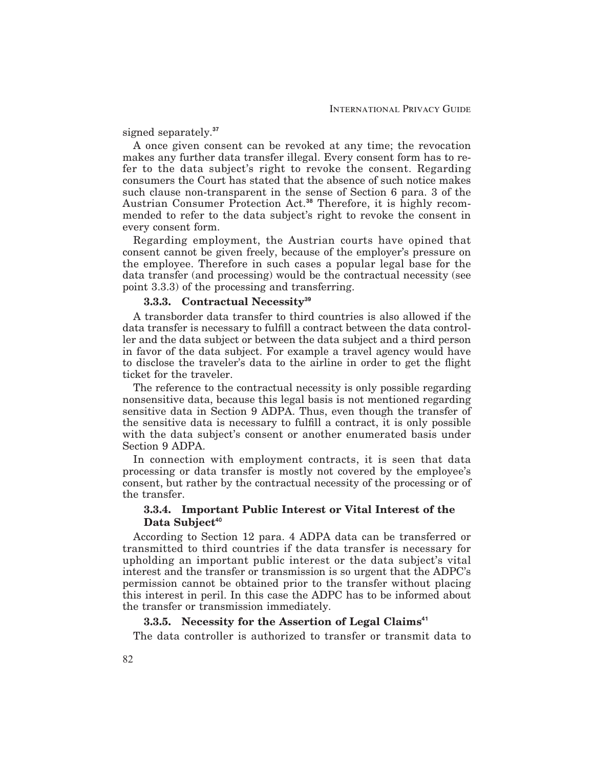signed separately.[37]

A once given consent can be revoked at any time; the revocation makes any further data transfer illegal. Every consent form has to refer to the data subject's right to revoke the consent. Regarding consumers the Court has stated that the absence of such notice makes such clause non-transparent in the sense of Section 6 para. 3 of the Austrian Consumer Protection Act.[38] Therefore, it is highly recommended to refer to the data subject's right to revoke the consent in every consent form.

Regarding employment, the Austrian courts have opined that consent cannot be given freely, because of the employer's pressure on the employee. Therefore in such cases a popular legal base for the data transfer (and processing) would be the contractual necessity (see point 3.3.3) of the processing and transferring.

#### 3.3.3. Contractual Necessity[39]

A transborder data transfer to third countries is also allowed if the data transfer is necessary to fulfill a contract between the data controller and the data subject or between the data subject and a third person in favor of the data subject. For example a travel agency would have to disclose the traveler's data to the airline in order to get the flight ticket for the traveler.

The reference to the contractual necessity is only possible regarding nonsensitive data, because this legal basis is not mentioned regarding sensitive data in Section 9 ADPA. Thus, even though the transfer of the sensitive data is necessary to fulfill a contract, it is only possible with the data subject's consent or another enumerated basis under Section 9 ADPA.

In connection with employment contracts, it is seen that data processing or data transfer is mostly not covered by the employee's consent, but rather by the contractual necessity of the processing or of the transfer.

#### 3.3.4. Important Public Interest or Vital Interest of the Data Subject[40]

According to Section 12 para. 4 ADPA data can be transferred or transmitted to third countries if the data transfer is necessary for upholding an important public interest or the data subject's vital interest and the transfer or transmission is so urgent that the ADPC's permission cannot be obtained prior to the transfer without placing this interest in peril. In this case the ADPC has to be informed about the transfer or transmission immediately.

#### 3.3.5. Necessity for the Assertion of Legal Claims[41]

The data controller is authorized to transfer or transmit data to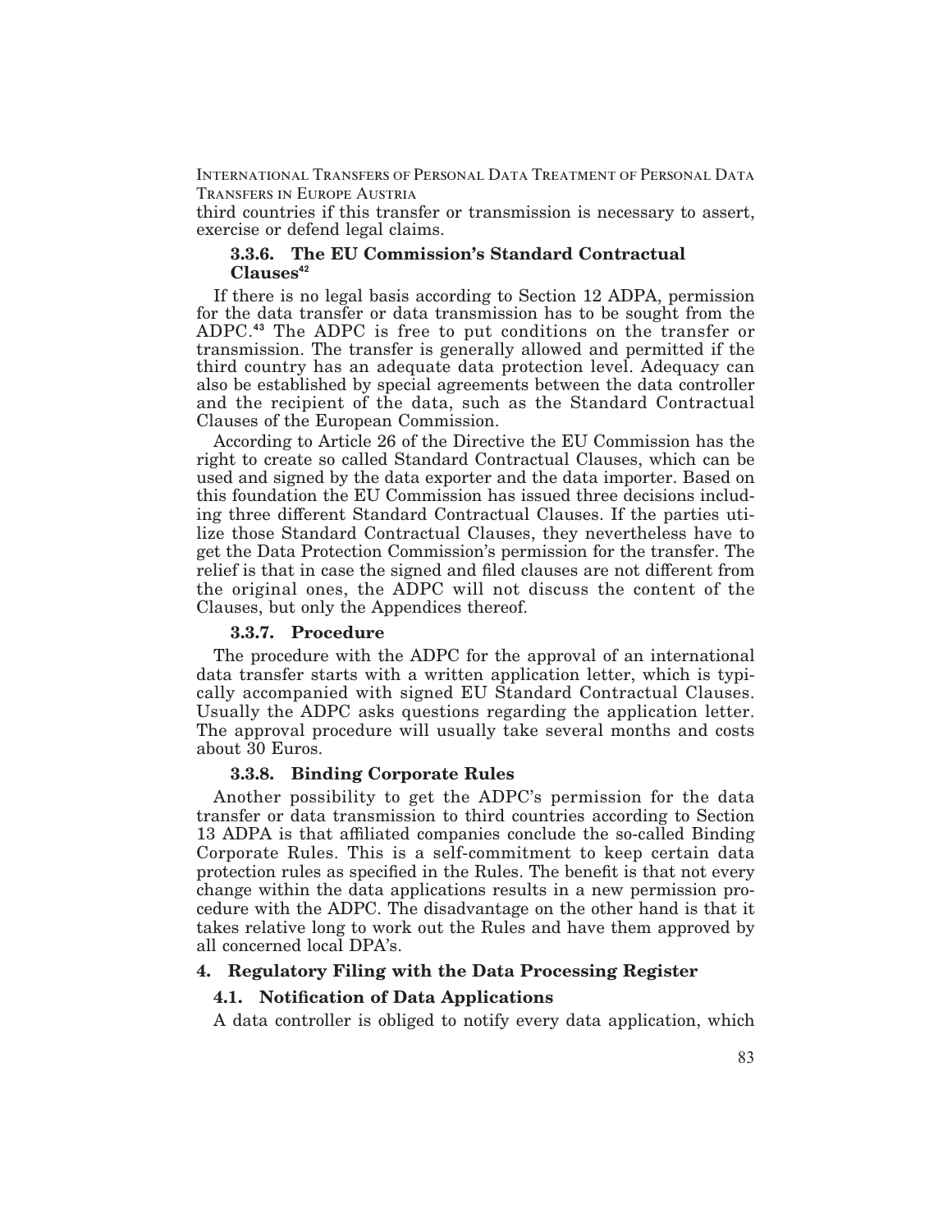third countries if this transfer or transmission is necessary to assert, exercise or defend legal claims.

### 3.3.6. The EU Commission's Standard Contractual Clauses[42]

If there is no legal basis according to Section 12 ADPA, permission for the data transfer or data transmission has to be sought from the ADPC.[43] The ADPC is free to put conditions on the transfer or transmission. The transfer is generally allowed and permitted if the third country has an adequate data protection level. Adequacy can also be established by special agreements between the data controller and the recipient of the data, such as the Standard Contractual Clauses of the European Commission.

According to Article 26 of the Directive the EU Commission has the right to create so called Standard Contractual Clauses, which can be used and signed by the data exporter and the data importer. Based on this foundation the EU Commission has issued three decisions including three different Standard Contractual Clauses. If the parties utilize those Standard Contractual Clauses, they nevertheless have to get the Data Protection Commission's permission for the transfer. The relief is that in case the signed and filed clauses are not different from the original ones, the ADPC will not discuss the content of the Clauses, but only the Appendices thereof.

### 3.3.7. Procedure

The procedure with the ADPC for the approval of an international data transfer starts with a written application letter, which is typically accompanied with signed EU Standard Contractual Clauses. Usually the ADPC asks questions regarding the application letter. The approval procedure will usually take several months and costs about 30 Euros.

### 3.3.8. Binding Corporate Rules

Another possibility to get the ADPC's permission for the data transfer or data transmission to third countries according to Section 13 ADPA is that affiliated companies conclude the so-called Binding Corporate Rules. This is a self-commitment to keep certain data protection rules as specified in the Rules. The benefit is that not every change within the data applications results in a new permission procedure with the ADPC. The disadvantage on the other hand is that it takes relative long to work out the Rules and have them approved by all concerned local DPA's.

## 4. Regulatory Filing with the Data Processing Register

### 4.1. Notification of Data Applications

A data controller is obliged to notify every data application, which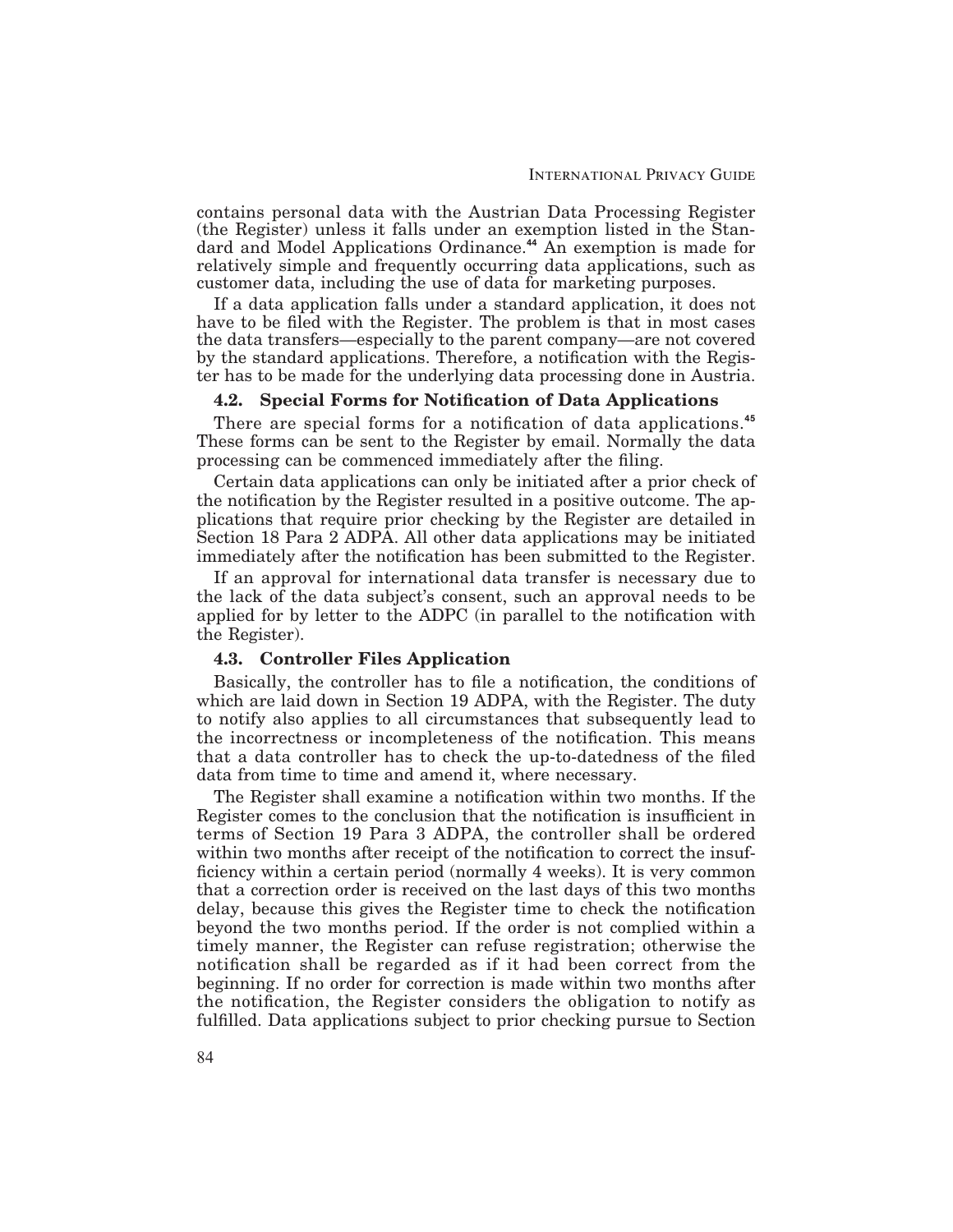contains personal data with the Austrian Data Processing Register (the Register) unless it falls under an exemption listed in the Standard and Model Applications Ordinance.[44] An exemption is made for relatively simple and frequently occurring data applications, such as customer data, including the use of data for marketing purposes.

If a data application falls under a standard application, it does not have to be filed with the Register. The problem is that in most cases the data transfers—especially to the parent company—are not covered by the standard applications. Therefore, a notification with the Register has to be made for the underlying data processing done in Austria.

### 4.2. Special Forms for Notification of Data Applications

There are special forms for a notification of data applications.[45] These forms can be sent to the Register by email. Normally the data processing can be commenced immediately after the filing.

Certain data applications can only be initiated after a prior check of the notification by the Register resulted in a positive outcome. The applications that require prior checking by the Register are detailed in Section 18 Para 2 ADPA. All other data applications may be initiated immediately after the notification has been submitted to the Register.

If an approval for international data transfer is necessary due to the lack of the data subject's consent, such an approval needs to be applied for by letter to the ADPC (in parallel to the notification with the Register).

### 4.3. Controller Files Application

Basically, the controller has to file a notification, the conditions of which are laid down in Section 19 ADPA, with the Register. The duty to notify also applies to all circumstances that subsequently lead to the incorrectness or incompleteness of the notification. This means that a data controller has to check the up-to-datedness of the filed data from time to time and amend it, where necessary.

The Register shall examine a notification within two months. If the Register comes to the conclusion that the notification is insufficient in terms of Section 19 Para 3 ADPA, the controller shall be ordered within two months after receipt of the notification to correct the insufficiency within a certain period (normally 4 weeks). It is very common that a correction order is received on the last days of this two months delay, because this gives the Register time to check the notification beyond the two months period. If the order is not complied within a timely manner, the Register can refuse registration; otherwise the notification shall be regarded as if it had been correct from the beginning. If no order for correction is made within two months after the notification, the Register considers the obligation to notify as fulfilled. Data applications subject to prior checking pursue to Section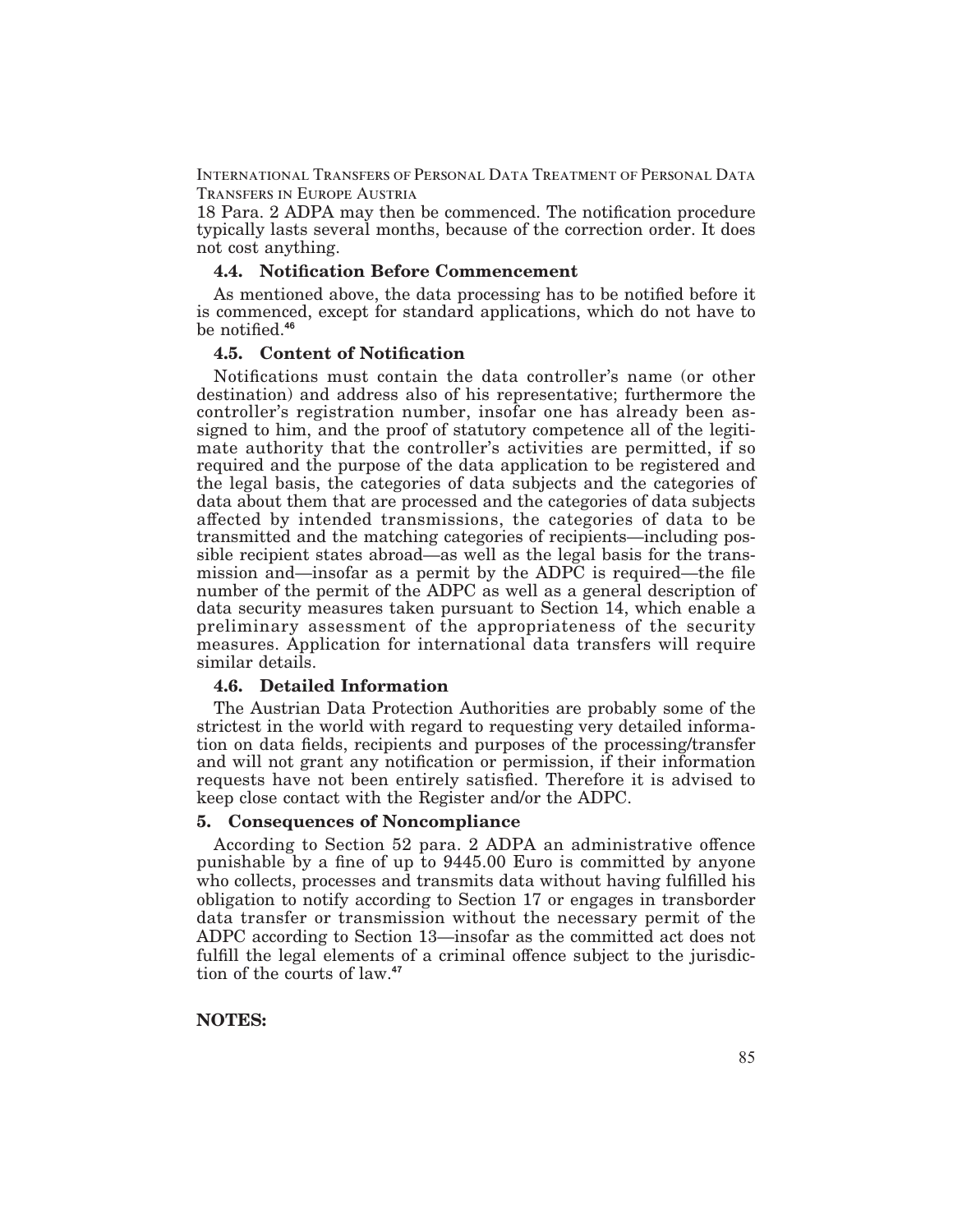18 Para. 2 ADPA may then be commenced. The notification procedure typically lasts several months, because of the correction order. It does not cost anything.

### 4.4. Notification Before Commencement

As mentioned above, the data processing has to be notified before it is commenced, except for standard applications, which do not have to be notified.[46]

### 4.5. Content of Notification

Notifications must contain the data controller's name (or other destination) and address also of his representative; furthermore the controller's registration number, insofar one has already been assigned to him, and the proof of statutory competence all of the legitimate authority that the controller's activities are permitted, if so required and the purpose of the data application to be registered and the legal basis, the categories of data subjects and the categories of data about them that are processed and the categories of data subjects affected by intended transmissions, the categories of data to be transmitted and the matching categories of recipients—including possible recipient states abroad—as well as the legal basis for the transmission and—insofar as a permit by the ADPC is required—the file number of the permit of the ADPC as well as a general description of data security measures taken pursuant to Section 14, which enable a preliminary assessment of the appropriateness of the security measures. Application for international data transfers will require similar details.

### 4.6. Detailed Information

The Austrian Data Protection Authorities are probably some of the strictest in the world with regard to requesting very detailed information on data fields, recipients and purposes of the processing/transfer and will not grant any notification or permission, if their information requests have not been entirely satisfied. Therefore it is advised to keep close contact with the Register and/or the ADPC.

## 5. Consequences of Noncompliance

According to Section 52 para. 2 ADPA an administrative offence punishable by a fine of up to 9445.00 Euro is committed by anyone who collects, processes and transmits data without having fulfilled his obligation to notify according to Section 17 or engages in transborder data transfer or transmission without the necessary permit of the ADPC according to Section 13—insofar as the committed act does not fulfill the legal elements of a criminal offence subject to the jurisdiction of the courts of law.[47]

**NOTES:**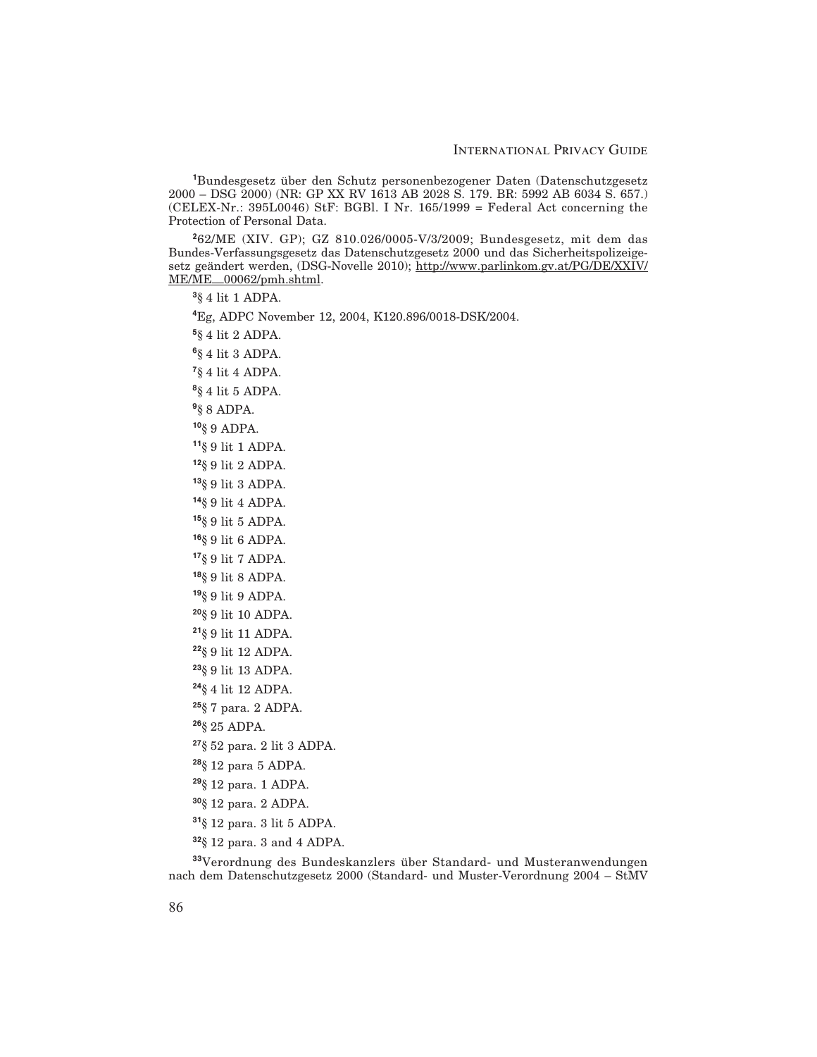[1]Bundesgesetz über den Schutz personenbezogener Daten (Datenschutzgesetz 2000 – DSG 2000) (NR: GP XX RV 1613 AB 2028 S. 179. BR: 5992 AB 6034 S. 657.) (CELEX-Nr.: 395L0046) StF: BGBl. I Nr. 165/1999 = Federal Act concerning the Protection of Personal Data.

[2]62/ME (XIV. GP); GZ 810.026/0005-V/3/2009; Bundesgesetz, mit dem das Bundes-Verfassungsgesetz das Datenschutzgesetz 2000 und das Sicherheitspolizeigesetz geändert werden, (DSG-Novelle 2010); http://www.parlinkom.gv.at/PG/DE/XXIV/ME/ME_00062/pmh.shtml.

[3]§ 4 lit 1 ADPA.

[4]Eg, ADPC November 12, 2004, K120.896/0018-DSK/2004.

[5]§ 4 lit 2 ADPA.

[6]§ 4 lit 3 ADPA.

[7]§ 4 lit 4 ADPA.

[8]§ 4 lit 5 ADPA.

[9]§ 8 ADPA.

[10]§ 9 ADPA.

[11]§ 9 lit 1 ADPA.

[12]§ 9 lit 2 ADPA.

[13]§ 9 lit 3 ADPA.

[14]§ 9 lit 4 ADPA.

[15]§ 9 lit 5 ADPA.

[16]§ 9 lit 6 ADPA.

[17]§ 9 lit 7 ADPA.

[18]§ 9 lit 8 ADPA.

[19]§ 9 lit 9 ADPA.

[20]§ 9 lit 10 ADPA.

[21]§ 9 lit 11 ADPA.

[22]§ 9 lit 12 ADPA.

[23]§ 9 lit 13 ADPA.

[24]§ 4 lit 12 ADPA.

[25]§ 7 para. 2 ADPA.

[26]§ 25 ADPA.

[27]§ 52 para. 2 lit 3 ADPA.

[28]§ 12 para 5 ADPA.

[29]§ 12 para. 1 ADPA.

[30]§ 12 para. 2 ADPA.

[31]§ 12 para. 3 lit 5 ADPA.

[32]§ 12 para. 3 and 4 ADPA.

[33]Verordnung des Bundeskanzlers über Standard- und Musteranwendungen nach dem Datenschutzgesetz 2000 (Standard- und Muster-Verordnung 2004 – StMV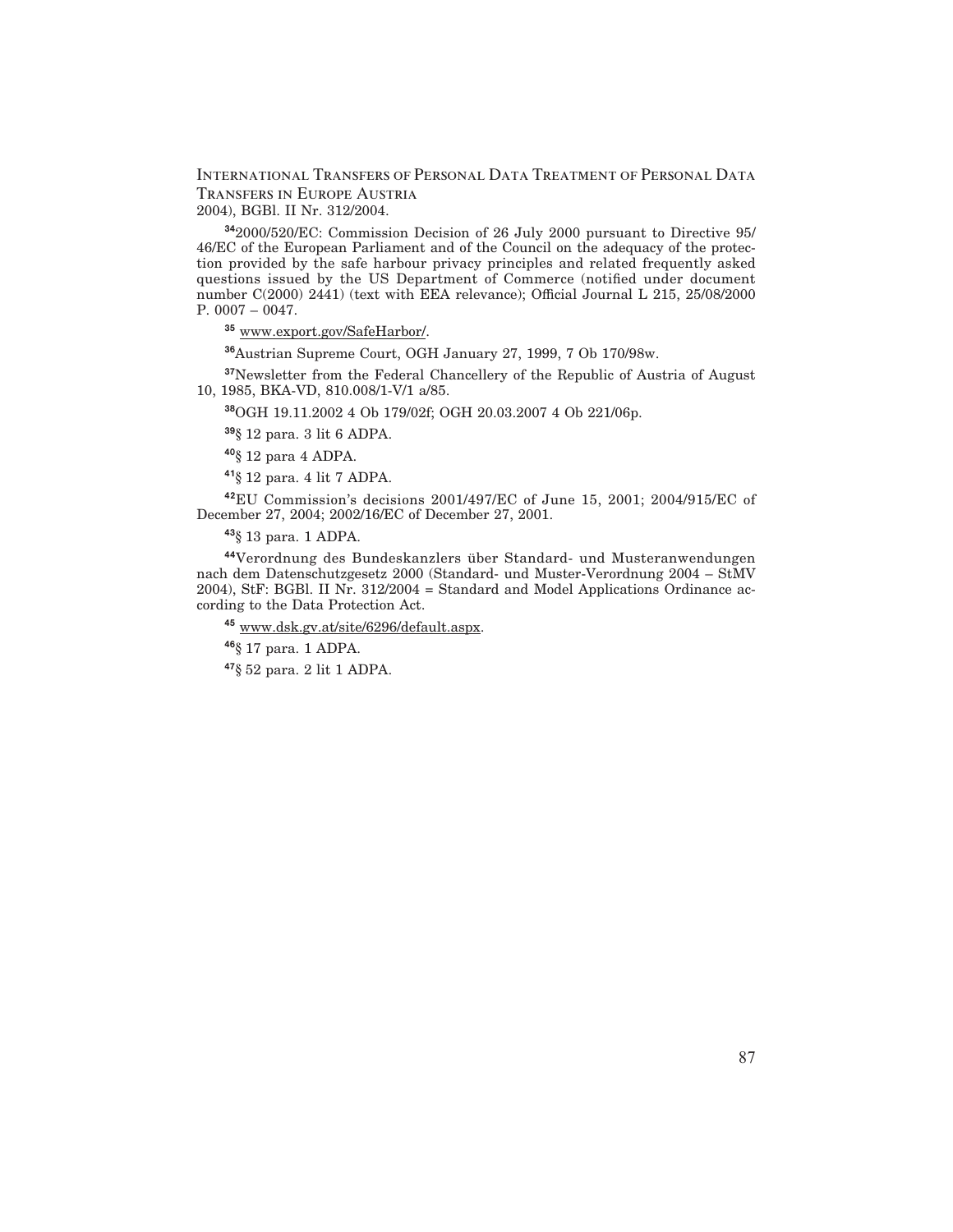2004), BGBl. II Nr. 312/2004.

[34]2000/520/EC: Commission Decision of 26 July 2000 pursuant to Directive 95/46/EC of the European Parliament and of the Council on the adequacy of the protection provided by the safe harbour privacy principles and related frequently asked questions issued by the US Department of Commerce (notified under document number C(2000) 2441) (text with EEA relevance); Official Journal L 215, 25/08/2000 P. 0007 – 0047.

[35] www.export.gov/SafeHarbor/.

[36]Austrian Supreme Court, OGH January 27, 1999, 7 Ob 170/98w.

[37]Newsletter from the Federal Chancellery of the Republic of Austria of August 10, 1985, BKA-VD, 810.008/1-V/1 a/85.

[38]OGH 19.11.2002 4 Ob 179/02f; OGH 20.03.2007 4 Ob 221/06p.

[39]§ 12 para. 3 lit 6 ADPA.

[40]§ 12 para 4 ADPA.

[41]§ 12 para. 4 lit 7 ADPA.

[42]EU Commission's decisions 2001/497/EC of June 15, 2001; 2004/915/EC of December 27, 2004; 2002/16/EC of December 27, 2001.

[43]§ 13 para. 1 ADPA.

[44]Verordnung des Bundeskanzlers über Standard- und Musteranwendungen nach dem Datenschutzgesetz 2000 (Standard- und Muster-Verordnung 2004 – StMV 2004), StF: BGBl. II Nr. 312/2004 = Standard and Model Applications Ordinance according to the Data Protection Act.

[45] www.dsk.gv.at/site/6296/default.aspx.

[46]§ 17 para. 1 ADPA.

[47]§ 52 para. 2 lit 1 ADPA.